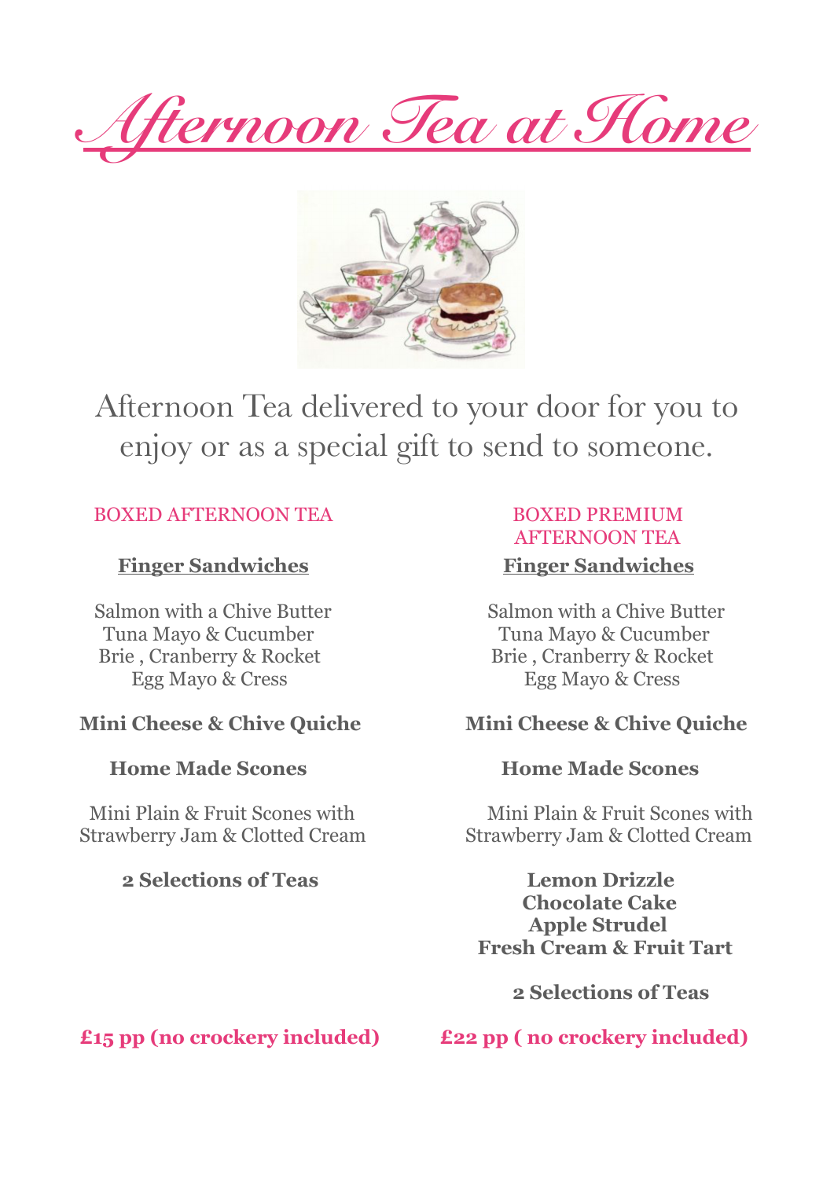# Afternoon Tea at Home

Afternoon Tea delivered to your door for you to enjoy or as a special gift to send to someone.

## BOXED AFTERNOON TEA

**Finger Sandwiches**

Salmon with a Chive Butter
Tuna Mayo & Cucumber
Brie , Cranberry & Rocket
Egg Mayo & Cress

**Mini Cheese & Chive Quiche**

**Home Made Scones**

Mini Plain & Fruit Scones with
Strawberry Jam & Clotted Cream

**2 Selections of Teas**

**£15 pp (no crockery included)**

## BOXED PREMIUM AFTERNOON TEA

**Finger Sandwiches**

Salmon with a Chive Butter
Tuna Mayo & Cucumber
Brie , Cranberry & Rocket
Egg Mayo & Cress

**Mini Cheese & Chive Quiche**

**Home Made Scones**

Mini Plain & Fruit Scones with
Strawberry Jam & Clotted Cream

**Lemon Drizzle**
**Chocolate Cake**
**Apple Strudel**
**Fresh Cream & Fruit Tart**

**2 Selections of Teas**

**£22 pp ( no crockery included)**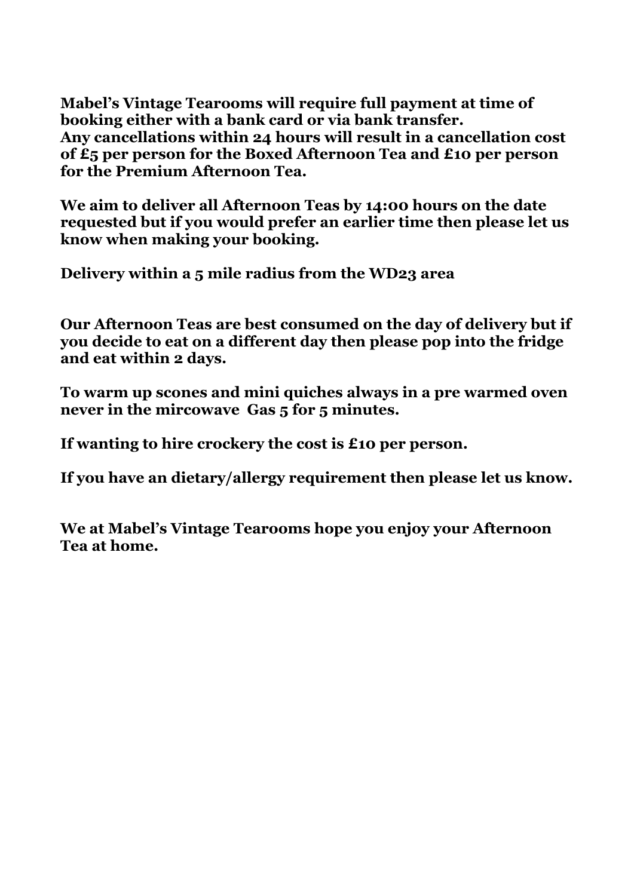**Mabel's Vintage Tearooms will require full payment at time of booking either with a bank card or via bank transfer.**
**Any cancellations within 24 hours will result in a cancellation cost of £5 per person for the Boxed Afternoon Tea and £10 per person for the Premium Afternoon Tea.**

**We aim to deliver all Afternoon Teas by 14:00 hours on the date requested but if you would prefer an earlier time then please let us know when making your booking.**

**Delivery within a 5 mile radius from the WD23 area**

**Our Afternoon Teas are best consumed on the day of delivery but if you decide to eat on a different day then please pop into the fridge and eat within 2 days.**

**To warm up scones and mini quiches always in a pre warmed oven never in the mircowave Gas 5 for 5 minutes.**

**If wanting to hire crockery the cost is £10 per person.**

**If you have an dietary/allergy requirement then please let us know.**

**We at Mabel's Vintage Tearooms hope you enjoy your Afternoon Tea at home.**